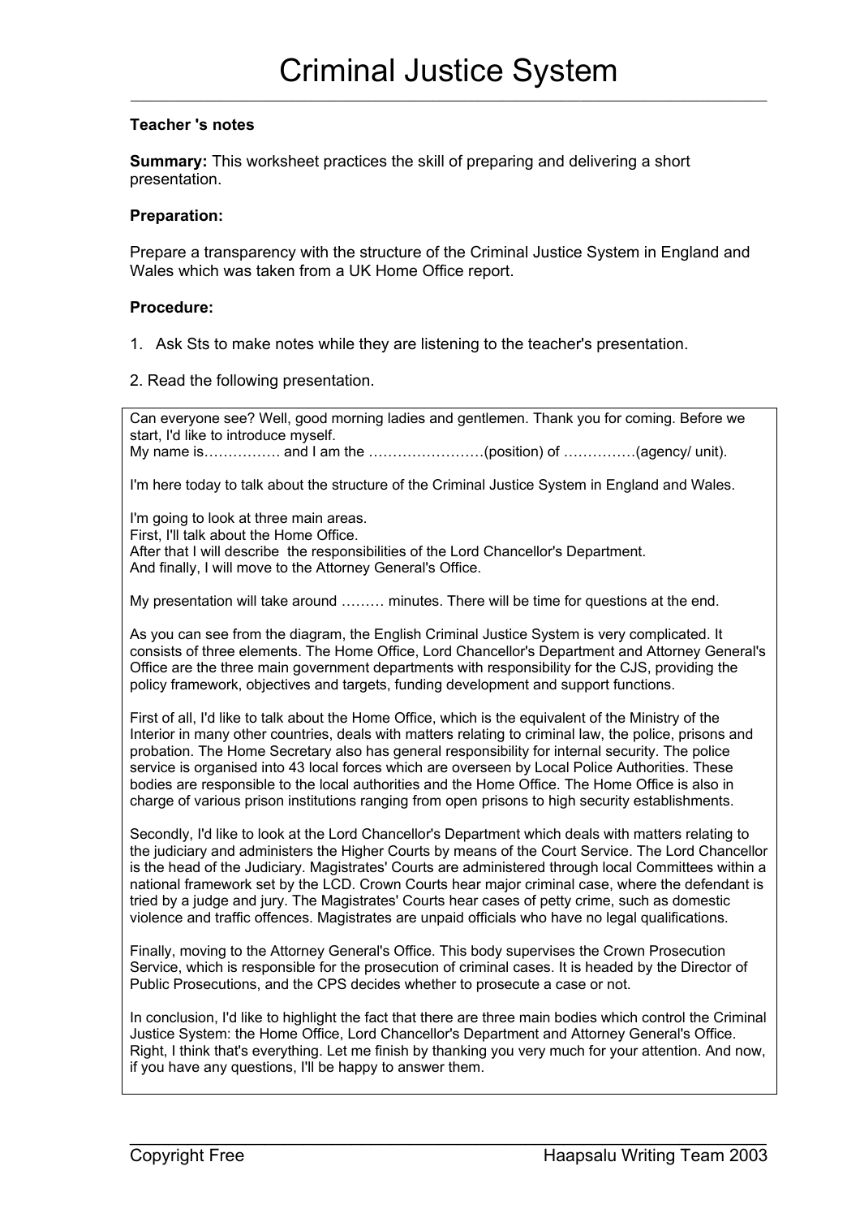# Criminal Justice System

**Teacher 's notes**

**Summary:** This worksheet practices the skill of preparing and delivering a short presentation.

**Preparation:**

Prepare a transparency with the structure of the Criminal Justice System in England and Wales which was taken from a UK Home Office report.

**Procedure:**

1. Ask Sts to make notes while they are listening to the teacher's presentation.

2. Read the following presentation.

> Can everyone see? Well, good morning ladies and gentlemen. Thank you for coming. Before we start, I'd like to introduce myself.
> My name is……………. and I am the ……………………(position) of ……………(agency/ unit).
>
> I'm here today to talk about the structure of the Criminal Justice System in England and Wales.
>
> I'm going to look at three main areas.
> First, I'll talk about the Home Office.
> After that I will describe the responsibilities of the Lord Chancellor's Department.
> And finally, I will move to the Attorney General's Office.
>
> My presentation will take around ……… minutes. There will be time for questions at the end.
>
> As you can see from the diagram, the English Criminal Justice System is very complicated. It consists of three elements. The Home Office, Lord Chancellor's Department and Attorney General's Office are the three main government departments with responsibility for the CJS, providing the policy framework, objectives and targets, funding development and support functions.
>
> First of all, I'd like to talk about the Home Office, which is the equivalent of the Ministry of the Interior in many other countries, deals with matters relating to criminal law, the police, prisons and probation. The Home Secretary also has general responsibility for internal security. The police service is organised into 43 local forces which are overseen by Local Police Authorities. These bodies are responsible to the local authorities and the Home Office. The Home Office is also in charge of various prison institutions ranging from open prisons to high security establishments.
>
> Secondly, I'd like to look at the Lord Chancellor's Department which deals with matters relating to the judiciary and administers the Higher Courts by means of the Court Service. The Lord Chancellor is the head of the Judiciary. Magistrates' Courts are administered through local Committees within a national framework set by the LCD. Crown Courts hear major criminal case, where the defendant is tried by a judge and jury. The Magistrates' Courts hear cases of petty crime, such as domestic violence and traffic offences. Magistrates are unpaid officials who have no legal qualifications.
>
> Finally, moving to the Attorney General's Office. This body supervises the Crown Prosecution Service, which is responsible for the prosecution of criminal cases. It is headed by the Director of Public Prosecutions, and the CPS decides whether to prosecute a case or not.
>
> In conclusion, I'd like to highlight the fact that there are three main bodies which control the Criminal Justice System: the Home Office, Lord Chancellor's Department and Attorney General's Office. Right, I think that's everything. Let me finish by thanking you very much for your attention. And now, if you have any questions, I'll be happy to answer them.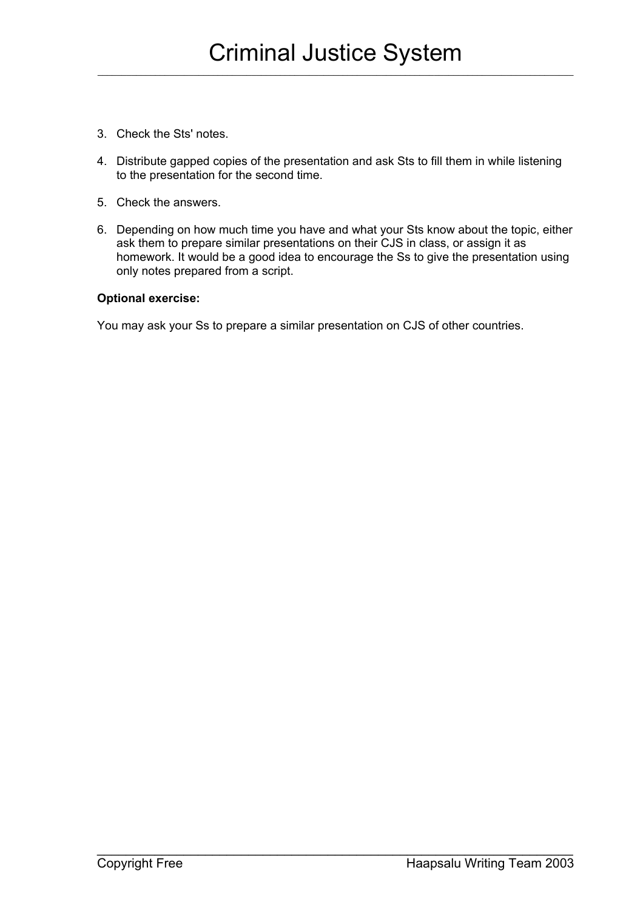3. Check the Sts' notes.

4. Distribute gapped copies of the presentation and ask Sts to fill them in while listening to the presentation for the second time.

5. Check the answers.

6. Depending on how much time you have and what your Sts know about the topic, either ask them to prepare similar presentations on their CJS in class, or assign it as homework. It would be a good idea to encourage the Ss to give the presentation using only notes prepared from a script.

**Optional exercise:**

You may ask your Ss to prepare a similar presentation on CJS of other countries.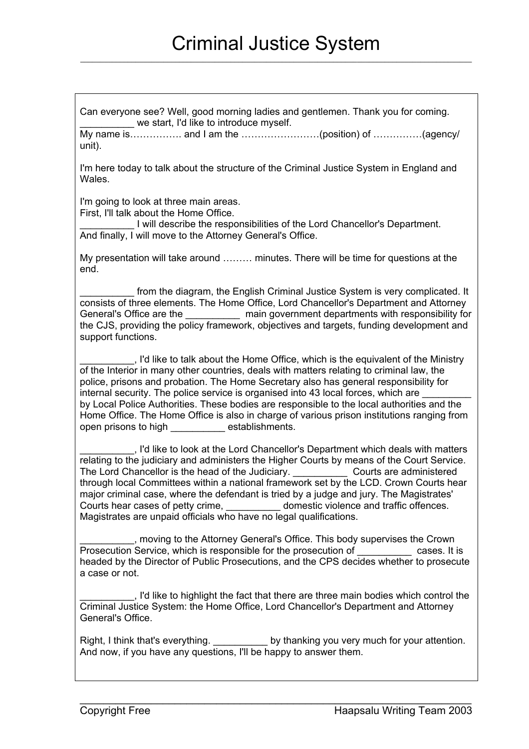# Criminal Justice System

Can everyone see? Well, good morning ladies and gentlemen. Thank you for coming. __________ we start, I'd like to introduce myself.
My name is……………. and I am the ……………………(position) of ……………(agency/ unit).

I'm here today to talk about the structure of the Criminal Justice System in England and Wales.

I'm going to look at three main areas.
First, I'll talk about the Home Office.
__________ I will describe the responsibilities of the Lord Chancellor's Department.
And finally, I will move to the Attorney General's Office.

My presentation will take around ……… minutes. There will be time for questions at the end.

__________ from the diagram, the English Criminal Justice System is very complicated. It consists of three elements. The Home Office, Lord Chancellor's Department and Attorney General's Office are the __________ main government departments with responsibility for the CJS, providing the policy framework, objectives and targets, funding development and support functions.

__________, I'd like to talk about the Home Office, which is the equivalent of the Ministry of the Interior in many other countries, deals with matters relating to criminal law, the police, prisons and probation. The Home Secretary also has general responsibility for internal security. The police service is organised into 43 local forces, which are _________ by Local Police Authorities. These bodies are responsible to the local authorities and the Home Office. The Home Office is also in charge of various prison institutions ranging from open prisons to high __________ establishments.

__________, I'd like to look at the Lord Chancellor's Department which deals with matters relating to the judiciary and administers the Higher Courts by means of the Court Service. The Lord Chancellor is the head of the Judiciary. __________ Courts are administered through local Committees within a national framework set by the LCD. Crown Courts hear major criminal case, where the defendant is tried by a judge and jury. The Magistrates' Courts hear cases of petty crime, __________ domestic violence and traffic offences. Magistrates are unpaid officials who have no legal qualifications.

__________, moving to the Attorney General's Office. This body supervises the Crown Prosecution Service, which is responsible for the prosecution of __________ cases. It is headed by the Director of Public Prosecutions, and the CPS decides whether to prosecute a case or not.

__________, I'd like to highlight the fact that there are three main bodies which control the Criminal Justice System: the Home Office, Lord Chancellor's Department and Attorney General's Office.

Right, I think that's everything. __________ by thanking you very much for your attention. And now, if you have any questions, I'll be happy to answer them.

Copyright Free | Haapsalu Writing Team 2003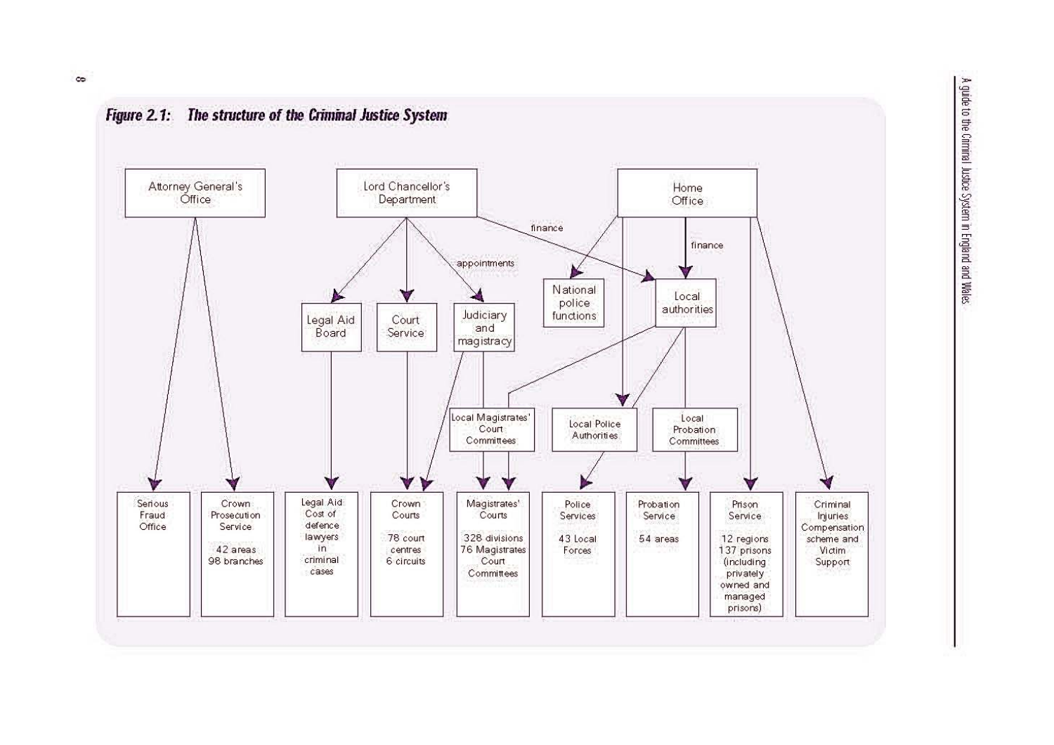**Figure 2.1: The structure of the Criminal Justice System**

Attorney General's Office

Lord Chancellor's Department

Home Office

finance

appointments

finance

Legal Aid Board

Court Service

Judiciary and magistracy

National police functions

Local authorities

Local Magistrates' Court Committees

Local Police Authorities

Local Probation Committees

Serious Fraud Office

Crown Prosecution Service

42 areas
98 branches

Legal Aid
Cost of defence lawyers in criminal cases

Crown Courts

78 court centres
6 circuits

Magistrates' Courts

328 divisions
76 Magistrates Court Committees

Police Services

43 Local Forces

Probation Service

54 areas

Prison Service

12 regions
137 prisons (including privately owned and managed prisons)

Criminal Injuries Compensation scheme and Victim Support